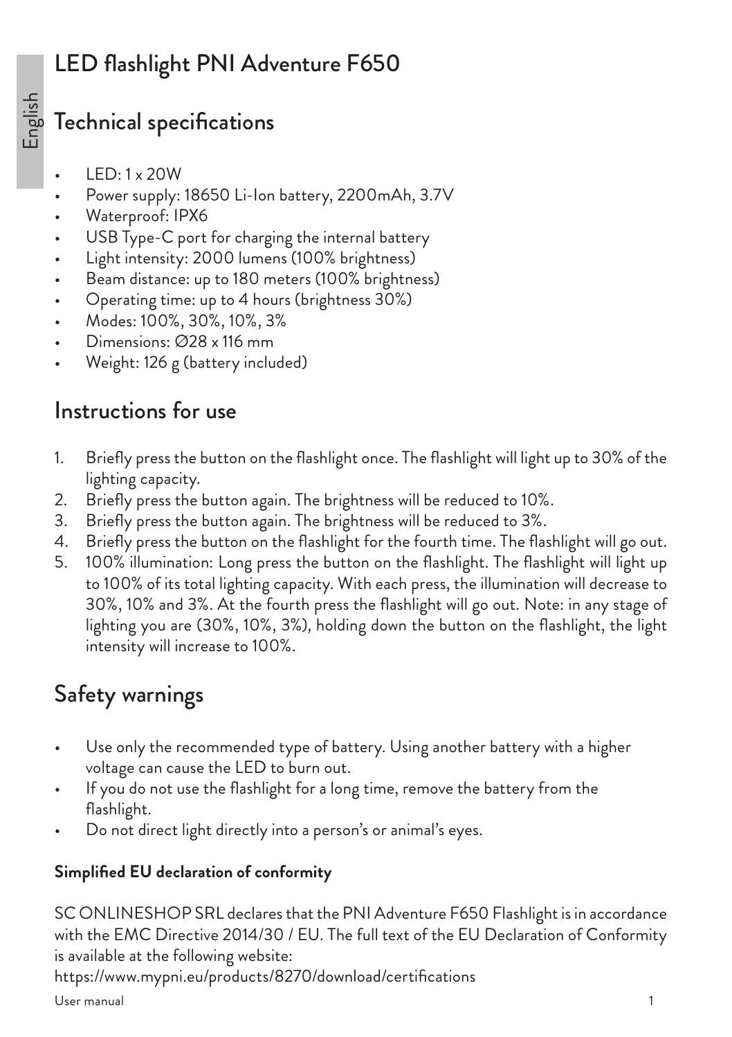# LED flashlight PNI Adventure F650

## Technical specifications

- LED: 1 x 20W
- Power supply: 18650 Li-Ion battery, 2200mAh, 3.7V
- Waterproof: IPX6
- USB Type-C port for charging the internal battery
- Light intensity: 2000 lumens (100% brightness)
- Beam distance: up to 180 meters (100% brightness)
- Operating time: up to 4 hours (brightness 30%)
- Modes: 100%, 30%, 10%, 3%
- Dimensions: ∅28 x 116 mm
- Weight: 126 g (battery included)

## Instructions for use

1. Briefly press the button on the flashlight once. The flashlight will light up to 30% of the lighting capacity.
2. Briefly press the button again. The brightness will be reduced to 10%.
3. Briefly press the button again. The brightness will be reduced to 3%.
4. Briefly press the button on the flashlight for the fourth time. The flashlight will go out.
5. 100% illumination: Long press the button on the flashlight. The flashlight will light up to 100% of its total lighting capacity. With each press, the illumination will decrease to 30%, 10% and 3%. At the fourth press the flashlight will go out. Note: in any stage of lighting you are (30%, 10%, 3%), holding down the button on the flashlight, the light intensity will increase to 100%.

## Safety warnings

- Use only the recommended type of battery. Using another battery with a higher voltage can cause the LED to burn out.
- If you do not use the flashlight for a long time, remove the battery from the flashlight.
- Do not direct light directly into a person's or animal's eyes.

**Simplified EU declaration of conformity**

SC ONLINESHOP SRL declares that the PNI Adventure F650 Flashlight is in accordance with the EMC Directive 2014/30 / EU. The full text of the EU Declaration of Conformity is available at the following website:
https://www.mypni.eu/products/8270/download/certifications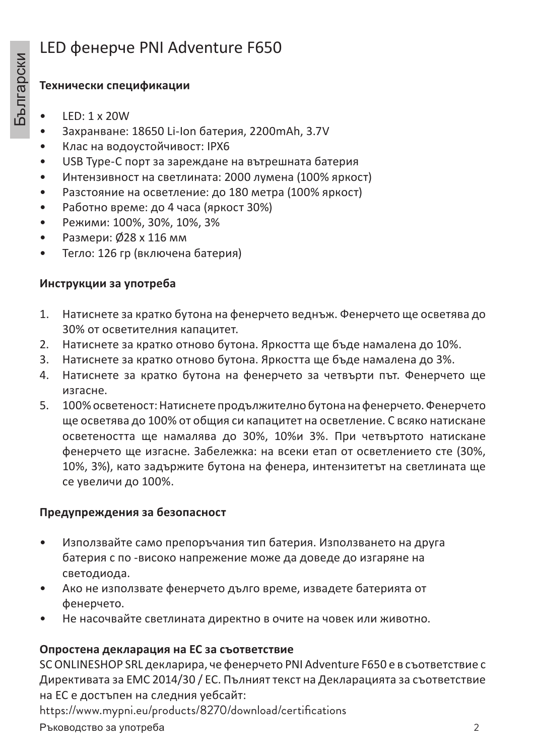# LED фенерче PNI Adventure F650

### Технически спецификации

- LED: 1 x 20W
- Захранване: 18650 Li-Ion батерия, 2200mAh, 3.7V
- Клас на водоустойчивост: IPX6
- USB Type-C порт за зареждане на вътрешната батерия
- Интензивност на светлината: 2000 лумена (100% яркост)
- Разстояние на осветление: до 180 метра (100% яркост)
- Работно време: до 4 часа (яркост 30%)
- Режими: 100%, 30%, 10%, 3%
- Размери: Ø28 x 116 мм
- Тегло: 126 гр (включена батерия)

### Инструкции за употреба

1. Натиснете за кратко бутона на фенерчето веднъж. Фенерчето ще осветява до 30% от осветителния капацитет.
2. Натиснете за кратко отново бутона. Яркостта ще бъде намалена до 10%.
3. Натиснете за кратко отново бутона. Яркостта ще бъде намалена до 3%.
4. Натиснете за кратко бутона на фенерчето за четвърти път. Фенерчето ще изгасне.
5. 100% осветеност: Натиснете продължително бутона на фенерчето. Фенерчето ще осветява до 100% от общия си капацитет на осветление. С всяко натискане осветеността ще намалява до 30%, 10%и 3%. При четвъртото натискане фенерчето ще изгасне. Забележка: на всеки етап от осветлението сте (30%, 10%, 3%), като задържите бутона на фенера, интензитетът на светлината ще се увеличи до 100%.

### Предупреждения за безопасност

- Използвайте само препоръчания тип батерия. Използването на друга батерия с по -високо напрежение може да доведе до изгаряне на светодиода.
- Ако не използвате фенерчето дълго време, извадете батерията от фенерчето.
- Не насочвайте светлината директно в очите на човек или животно.

### Опростена декларация на ЕС за съответствие

SC ONLINESHOP SRL декларира, че фенерчето PNI Adventure F650 е в съответствие с Директивата за EMC 2014/30 / ЕС. Пълният текст на Декларацията за съответствие на ЕС е достъпен на следния уебсайт:
https://www.mypni.eu/products/8270/download/certifications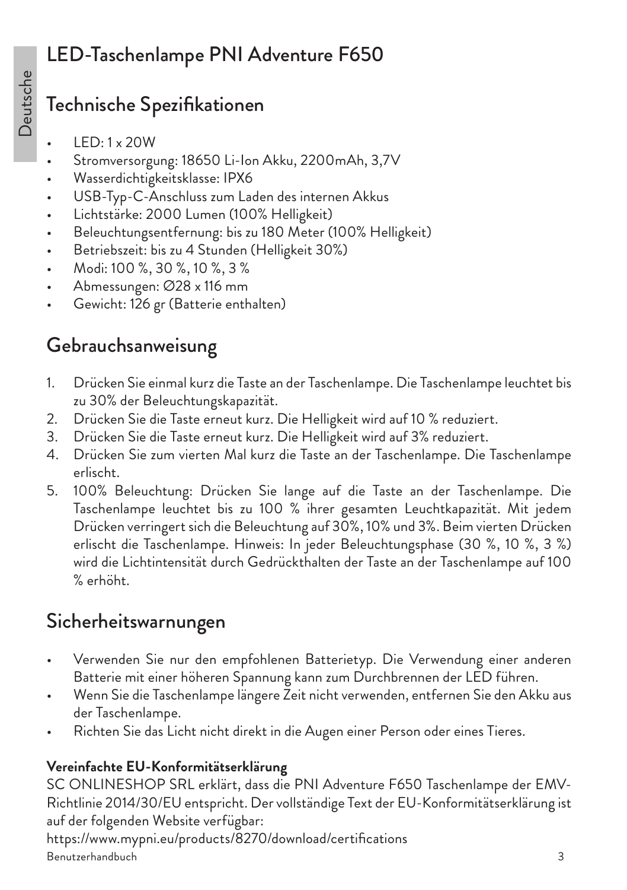# LED-Taschenlampe PNI Adventure F650

## Technische Spezifikationen

- LED: 1 x 20W
- Stromversorgung: 18650 Li-Ion Akku, 2200mAh, 3,7V
- Wasserdichtigkeitsklasse: IPX6
- USB-Typ-C-Anschluss zum Laden des internen Akkus
- Lichtstärke: 2000 Lumen (100% Helligkeit)
- Beleuchtungsentfernung: bis zu 180 Meter (100% Helligkeit)
- Betriebszeit: bis zu 4 Stunden (Helligkeit 30%)
- Modi: 100 %, 30 %, 10 %, 3 %
- Abmessungen: Ø28 x 116 mm
- Gewicht: 126 gr (Batterie enthalten)

## Gebrauchsanweisung

1. Drücken Sie einmal kurz die Taste an der Taschenlampe. Die Taschenlampe leuchtet bis zu 30% der Beleuchtungskapazität.
2. Drücken Sie die Taste erneut kurz. Die Helligkeit wird auf 10 % reduziert.
3. Drücken Sie die Taste erneut kurz. Die Helligkeit wird auf 3% reduziert.
4. Drücken Sie zum vierten Mal kurz die Taste an der Taschenlampe. Die Taschenlampe erlischt.
5. 100% Beleuchtung: Drücken Sie lange auf die Taste an der Taschenlampe. Die Taschenlampe leuchtet bis zu 100 % ihrer gesamten Leuchtkapazität. Mit jedem Drücken verringert sich die Beleuchtung auf 30%, 10% und 3%. Beim vierten Drücken erlischt die Taschenlampe. Hinweis: In jeder Beleuchtungsphase (30 %, 10 %, 3 %) wird die Lichtintensität durch Gedrückthalten der Taste an der Taschenlampe auf 100 % erhöht.

## Sicherheitswarnungen

- Verwenden Sie nur den empfohlenen Batterietyp. Die Verwendung einer anderen Batterie mit einer höheren Spannung kann zum Durchbrennen der LED führen.
- Wenn Sie die Taschenlampe längere Zeit nicht verwenden, entfernen Sie den Akku aus der Taschenlampe.
- Richten Sie das Licht nicht direkt in die Augen einer Person oder eines Tieres.

**Vereinfachte EU-Konformitätserklärung**

SC ONLINESHOP SRL erklärt, dass die PNI Adventure F650 Taschenlampe der EMV-Richtlinie 2014/30/EU entspricht. Der vollständige Text der EU-Konformitätserklärung ist auf der folgenden Website verfügbar:

https://www.mypni.eu/products/8270/download/certifications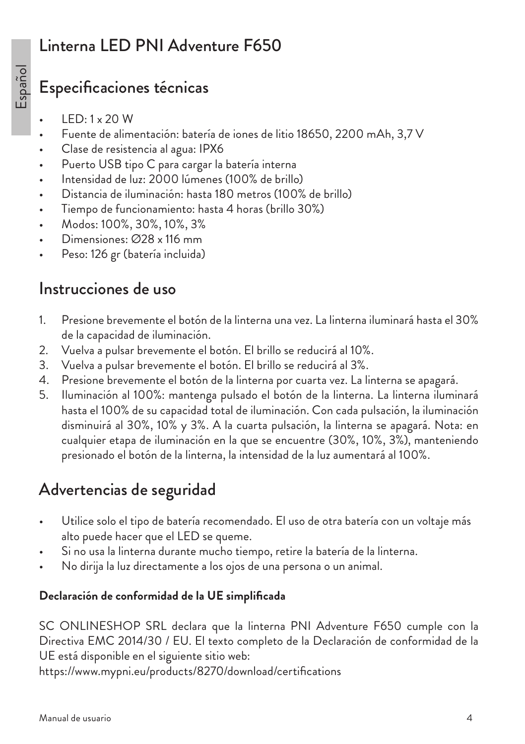# Linterna LED PNI Adventure F650

## Especificaciones técnicas

- LED: 1 x 20 W
- Fuente de alimentación: batería de iones de litio 18650, 2200 mAh, 3,7 V
- Clase de resistencia al agua: IPX6
- Puerto USB tipo C para cargar la batería interna
- Intensidad de luz: 2000 lúmenes (100% de brillo)
- Distancia de iluminación: hasta 180 metros (100% de brillo)
- Tiempo de funcionamiento: hasta 4 horas (brillo 30%)
- Modos: 100%, 30%, 10%, 3%
- Dimensiones: ∅28 x 116 mm
- Peso: 126 gr (batería incluida)

## Instrucciones de uso

1. Presione brevemente el botón de la linterna una vez. La linterna iluminará hasta el 30% de la capacidad de iluminación.
2. Vuelva a pulsar brevemente el botón. El brillo se reducirá al 10%.
3. Vuelva a pulsar brevemente el botón. El brillo se reducirá al 3%.
4. Presione brevemente el botón de la linterna por cuarta vez. La linterna se apagará.
5. Iluminación al 100%: mantenga pulsado el botón de la linterna. La linterna iluminará hasta el 100% de su capacidad total de iluminación. Con cada pulsación, la iluminación disminuirá al 30%, 10% y 3%. A la cuarta pulsación, la linterna se apagará. Nota: en cualquier etapa de iluminación en la que se encuentre (30%, 10%, 3%), manteniendo presionado el botón de la linterna, la intensidad de la luz aumentará al 100%.

## Advertencias de seguridad

- Utilice solo el tipo de batería recomendado. El uso de otra batería con un voltaje más alto puede hacer que el LED se queme.
- Si no usa la linterna durante mucho tiempo, retire la batería de la linterna.
- No dirija la luz directamente a los ojos de una persona o un animal.

**Declaración de conformidad de la UE simplificada**

SC ONLINESHOP SRL declara que la linterna PNI Adventure F650 cumple con la Directiva EMC 2014/30 / EU. El texto completo de la Declaración de conformidad de la UE está disponible en el siguiente sitio web:
https://www.mypni.eu/products/8270/download/certifications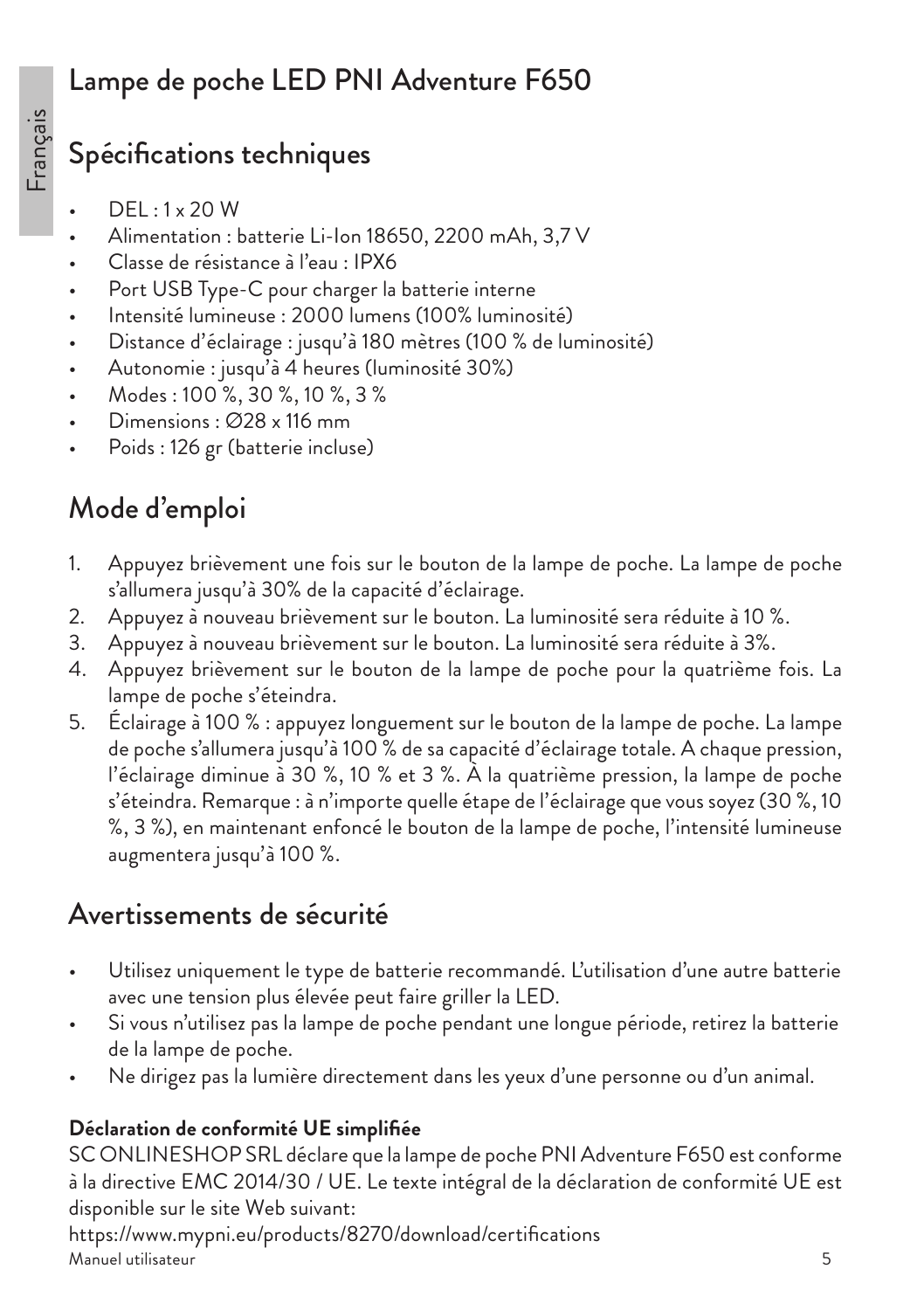# Lampe de poche LED PNI Adventure F650

## Spécifications techniques

- DEL : 1 x 20 W
- Alimentation : batterie Li-Ion 18650, 2200 mAh, 3,7 V
- Classe de résistance à l'eau : IPX6
- Port USB Type-C pour charger la batterie interne
- Intensité lumineuse : 2000 lumens (100% luminosité)
- Distance d'éclairage : jusqu'à 180 mètres (100 % de luminosité)
- Autonomie : jusqu'à 4 heures (luminosité 30%)
- Modes : 100 %, 30 %, 10 %, 3 %
- Dimensions : Ø28 x 116 mm
- Poids : 126 gr (batterie incluse)

## Mode d'emploi

1. Appuyez brièvement une fois sur le bouton de la lampe de poche. La lampe de poche s'allumera jusqu'à 30% de la capacité d'éclairage.
2. Appuyez à nouveau brièvement sur le bouton. La luminosité sera réduite à 10 %.
3. Appuyez à nouveau brièvement sur le bouton. La luminosité sera réduite à 3%.
4. Appuyez brièvement sur le bouton de la lampe de poche pour la quatrième fois. La lampe de poche s'éteindra.
5. Éclairage à 100 % : appuyez longuement sur le bouton de la lampe de poche. La lampe de poche s'allumera jusqu'à 100 % de sa capacité d'éclairage totale. A chaque pression, l'éclairage diminue à 30 %, 10 % et 3 %. À la quatrième pression, la lampe de poche s'éteindra. Remarque : à n'importe quelle étape de l'éclairage que vous soyez (30 %, 10 %, 3 %), en maintenant enfoncé le bouton de la lampe de poche, l'intensité lumineuse augmentera jusqu'à 100 %.

## Avertissements de sécurité

- Utilisez uniquement le type de batterie recommandé. L'utilisation d'une autre batterie avec une tension plus élevée peut faire griller la LED.
- Si vous n'utilisez pas la lampe de poche pendant une longue période, retirez la batterie de la lampe de poche.
- Ne dirigez pas la lumière directement dans les yeux d'une personne ou d'un animal.

**Déclaration de conformité UE simplifiée**

SC ONLINESHOP SRL déclare que la lampe de poche PNI Adventure F650 est conforme à la directive EMC 2014/30 / UE. Le texte intégral de la déclaration de conformité UE est disponible sur le site Web suivant:

https://www.mypni.eu/products/8270/download/certifications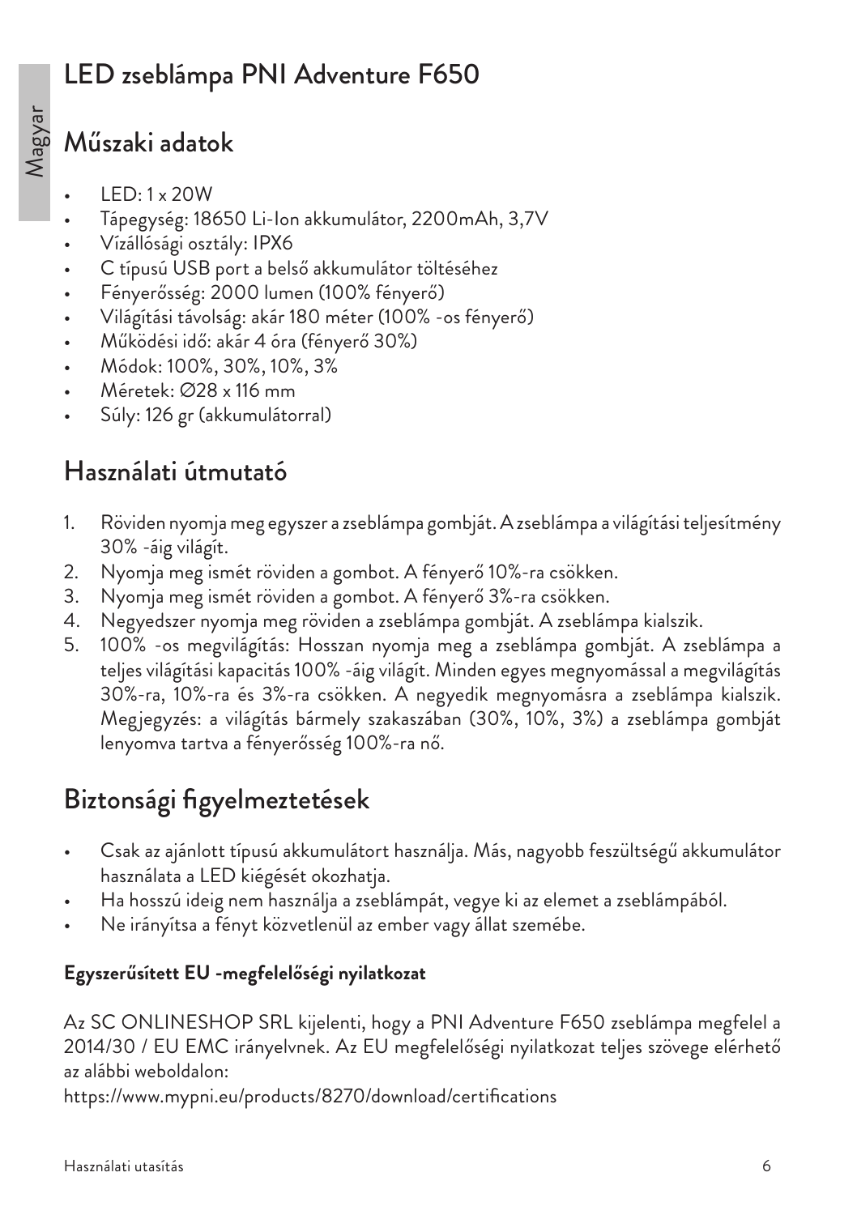# LED zseblámpa PNI Adventure F650

## Műszaki adatok

- LED: 1 x 20W
- Tápegység: 18650 Li-Ion akkumulátor, 2200mAh, 3,7V
- Vízállósági osztály: IPX6
- C típusú USB port a belső akkumulátor töltéséhez
- Fényerősség: 2000 lumen (100% fényerő)
- Világítási távolság: akár 180 méter (100% -os fényerő)
- Működési idő: akár 4 óra (fényerő 30%)
- Módok: 100%, 30%, 10%, 3%
- Méretek: ∅28 x 116 mm
- Súly: 126 gr (akkumulátorral)

## Használati útmutató

1. Röviden nyomja meg egyszer a zseblámpa gombját. A zseblámpa a világítási teljesítmény 30% -áig világít.
2. Nyomja meg ismét röviden a gombot. A fényerő 10%-ra csökken.
3. Nyomja meg ismét röviden a gombot. A fényerő 3%-ra csökken.
4. Negyedszer nyomja meg röviden a zseblámpa gombját. A zseblámpa kialszik.
5. 100% -os megvilágítás: Hosszan nyomja meg a zseblámpa gombját. A zseblámpa a teljes világítási kapacitás 100% -áig világít. Minden egyes megnyomással a megvilágítás 30%-ra, 10%-ra és 3%-ra csökken. A negyedik megnyomásra a zseblámpa kialszik. Megjegyzés: a világítás bármely szakaszában (30%, 10%, 3%) a zseblámpa gombját lenyomva tartva a fényerősség 100%-ra nő.

## Biztonsági figyelmeztetések

- Csak az ajánlott típusú akkumulátort használja. Más, nagyobb feszültségű akkumulátor használata a LED kiégését okozhatja.
- Ha hosszú ideig nem használja a zseblámpát, vegye ki az elemet a zseblámpából.
- Ne irányítsa a fényt közvetlenül az ember vagy állat szemébe.

**Egyszerűsített EU -megfelelőségi nyilatkozat**

Az SC ONLINESHOP SRL kijelenti, hogy a PNI Adventure F650 zseblámpa megfelel a 2014/30 / EU EMC irányelvnek. Az EU megfelelőségi nyilatkozat teljes szövege elérhető az alábbi weboldalon:

https://www.mypni.eu/products/8270/download/certifications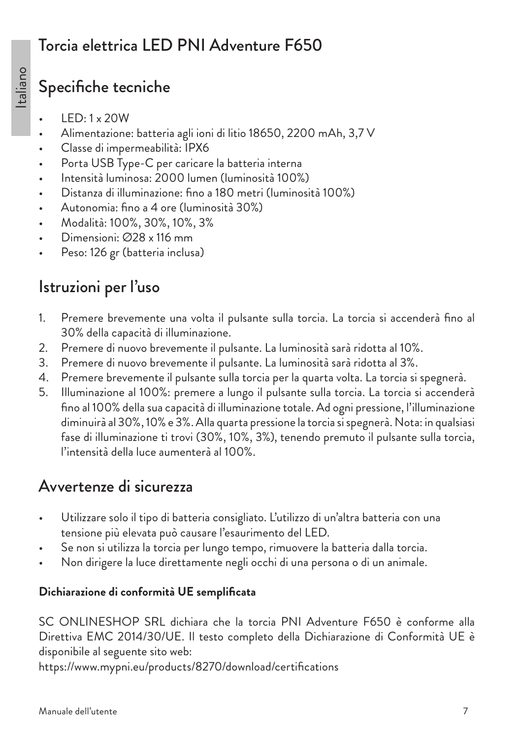# Torcia elettrica LED PNI Adventure F650

## Specifiche tecniche

- LED: 1 x 20W
- Alimentazione: batteria agli ioni di litio 18650, 2200 mAh, 3,7 V
- Classe di impermeabilità: IPX6
- Porta USB Type-C per caricare la batteria interna
- Intensità luminosa: 2000 lumen (luminosità 100%)
- Distanza di illuminazione: fino a 180 metri (luminosità 100%)
- Autonomia: fino a 4 ore (luminosità 30%)
- Modalità: 100%, 30%, 10%, 3%
- Dimensioni: ∅28 x 116 mm
- Peso: 126 gr (batteria inclusa)

## Istruzioni per l'uso

1. Premere brevemente una volta il pulsante sulla torcia. La torcia si accenderà fino al 30% della capacità di illuminazione.
2. Premere di nuovo brevemente il pulsante. La luminosità sarà ridotta al 10%.
3. Premere di nuovo brevemente il pulsante. La luminosità sarà ridotta al 3%.
4. Premere brevemente il pulsante sulla torcia per la quarta volta. La torcia si spegnerà.
5. Illuminazione al 100%: premere a lungo il pulsante sulla torcia. La torcia si accenderà fino al 100% della sua capacità di illuminazione totale. Ad ogni pressione, l'illuminazione diminuirà al 30%, 10% e 3%. Alla quarta pressione la torcia si spegnerà. Nota: in qualsiasi fase di illuminazione ti trovi (30%, 10%, 3%), tenendo premuto il pulsante sulla torcia, l'intensità della luce aumenterà al 100%.

## Avvertenze di sicurezza

- Utilizzare solo il tipo di batteria consigliato. L'utilizzo di un'altra batteria con una tensione più elevata può causare l'esaurimento del LED.
- Se non si utilizza la torcia per lungo tempo, rimuovere la batteria dalla torcia.
- Non dirigere la luce direttamente negli occhi di una persona o di un animale.

**Dichiarazione di conformità UE semplificata**

SC ONLINESHOP SRL dichiara che la torcia PNI Adventure F650 è conforme alla Direttiva EMC 2014/30/UE. Il testo completo della Dichiarazione di Conformità UE è disponibile al seguente sito web:
https://www.mypni.eu/products/8270/download/certifications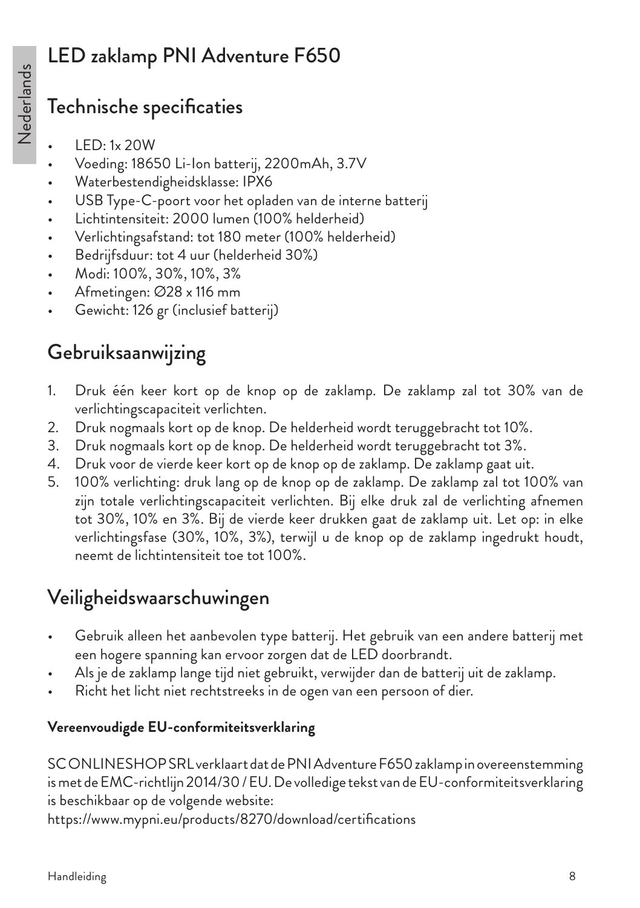# LED zaklamp PNI Adventure F650

## Technische specificaties

- LED: 1x 20W
- Voeding: 18650 Li-Ion batterij, 2200mAh, 3.7V
- Waterbestendigheidsklasse: IPX6
- USB Type-C-poort voor het opladen van de interne batterij
- Lichtintensiteit: 2000 lumen (100% helderheid)
- Verlichtingsafstand: tot 180 meter (100% helderheid)
- Bedrijfsduur: tot 4 uur (helderheid 30%)
- Modi: 100%, 30%, 10%, 3%
- Afmetingen: Ø28 x 116 mm
- Gewicht: 126 gr (inclusief batterij)

## Gebruiksaanwijzing

1. Druk één keer kort op de knop op de zaklamp. De zaklamp zal tot 30% van de verlichtingscapaciteit verlichten.
2. Druk nogmaals kort op de knop. De helderheid wordt teruggebracht tot 10%.
3. Druk nogmaals kort op de knop. De helderheid wordt teruggebracht tot 3%.
4. Druk voor de vierde keer kort op de knop op de zaklamp. De zaklamp gaat uit.
5. 100% verlichting: druk lang op de knop op de zaklamp. De zaklamp zal tot 100% van zijn totale verlichtingscapaciteit verlichten. Bij elke druk zal de verlichting afnemen tot 30%, 10% en 3%. Bij de vierde keer drukken gaat de zaklamp uit. Let op: in elke verlichtingsfase (30%, 10%, 3%), terwijl u de knop op de zaklamp ingedrukt houdt, neemt de lichtintensiteit toe tot 100%.

## Veiligheidswaarschuwingen

- Gebruik alleen het aanbevolen type batterij. Het gebruik van een andere batterij met een hogere spanning kan ervoor zorgen dat de LED doorbrandt.
- Als je de zaklamp lange tijd niet gebruikt, verwijder dan de batterij uit de zaklamp.
- Richt het licht niet rechtstreeks in de ogen van een persoon of dier.

**Vereenvoudigde EU-conformiteitsverklaring**

SC ONLINESHOP SRL verklaart dat de PNI Adventure F650 zaklamp in overeenstemming is met de EMC-richtlijn 2014/30 / EU. De volledige tekst van de EU-conformiteitsverklaring is beschikbaar op de volgende website:
https://www.mypni.eu/products/8270/download/certifications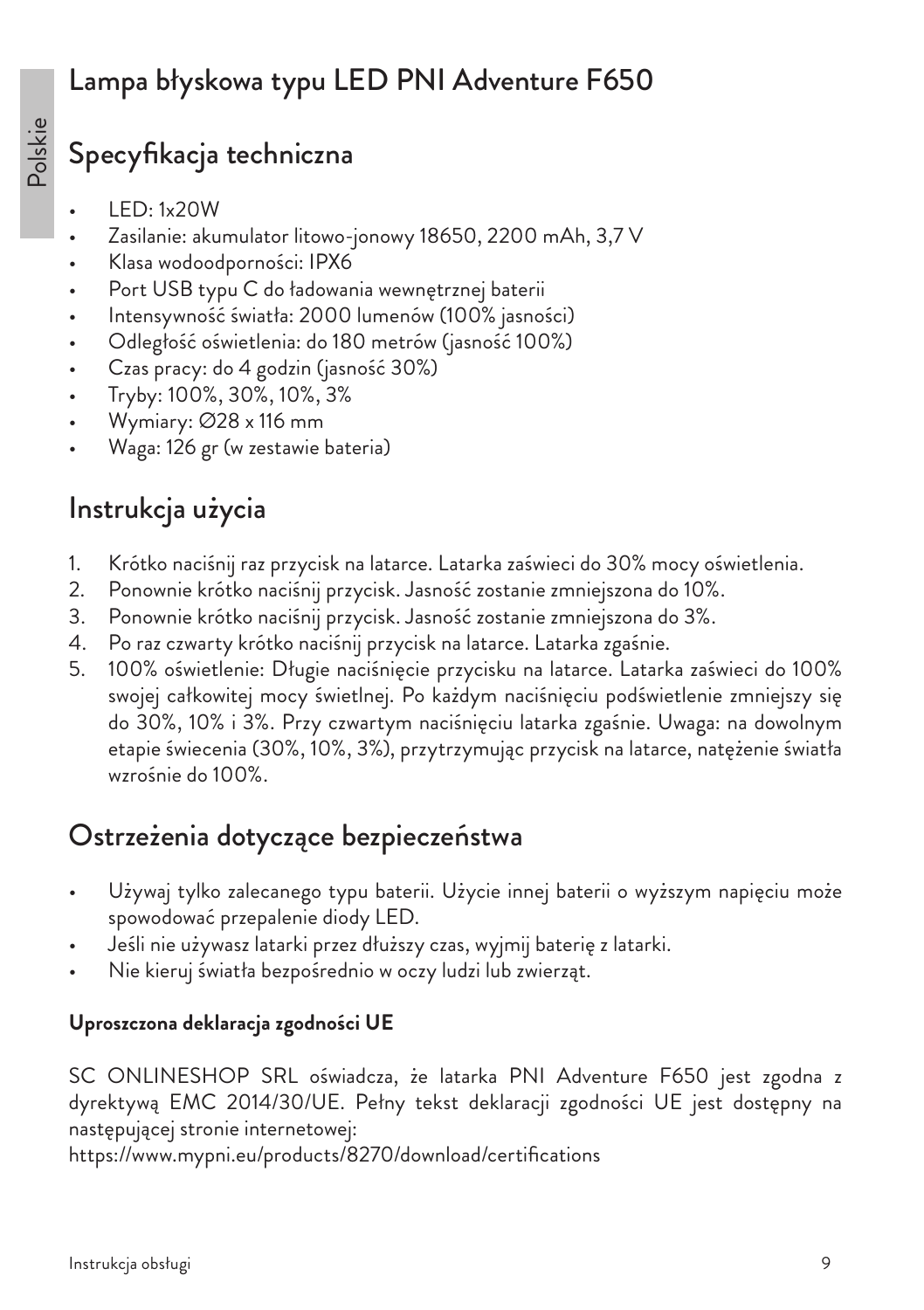# Lampa błyskowa typu LED PNI Adventure F650

## Specyfikacja techniczna

- LED: 1x20W
- Zasilanie: akumulator litowo-jonowy 18650, 2200 mAh, 3,7 V
- Klasa wodoodporności: IPX6
- Port USB typu C do ładowania wewnętrznej baterii
- Intensywność światła: 2000 lumenów (100% jasności)
- Odległość oświetlenia: do 180 metrów (jasność 100%)
- Czas pracy: do 4 godzin (jasność 30%)
- Tryby: 100%, 30%, 10%, 3%
- Wymiary: Ø28 x 116 mm
- Waga: 126 gr (w zestawie bateria)

## Instrukcja użycia

1. Krótko naciśnij raz przycisk na latarce. Latarka zaświeci do 30% mocy oświetlenia.
2. Ponownie krótko naciśnij przycisk. Jasność zostanie zmniejszona do 10%.
3. Ponownie krótko naciśnij przycisk. Jasność zostanie zmniejszona do 3%.
4. Po raz czwarty krótko naciśnij przycisk na latarce. Latarka zgaśnie.
5. 100% oświetlenie: Długie naciśnięcie przycisku na latarce. Latarka zaświeci do 100% swojej całkowitej mocy świetlnej. Po każdym naciśnięciu podświetlenie zmniejszy się do 30%, 10% i 3%. Przy czwartym naciśnięciu latarka zgaśnie. Uwaga: na dowolnym etapie świecenia (30%, 10%, 3%), przytrzymując przycisk na latarce, natężenie światła wzrośnie do 100%.

## Ostrzeżenia dotyczące bezpieczeństwa

- Używaj tylko zalecanego typu baterii. Użycie innej baterii o wyższym napięciu może spowodować przepalenie diody LED.
- Jeśli nie używasz latarki przez dłuższy czas, wyjmij baterię z latarki.
- Nie kieruj światła bezpośrednio w oczy ludzi lub zwierząt.

**Uproszczona deklaracja zgodności UE**

SC ONLINESHOP SRL oświadcza, że latarka PNI Adventure F650 jest zgodna z dyrektywą EMC 2014/30/UE. Pełny tekst deklaracji zgodności UE jest dostępny na następującej stronie internetowej:
https://www.mypni.eu/products/8270/download/certifications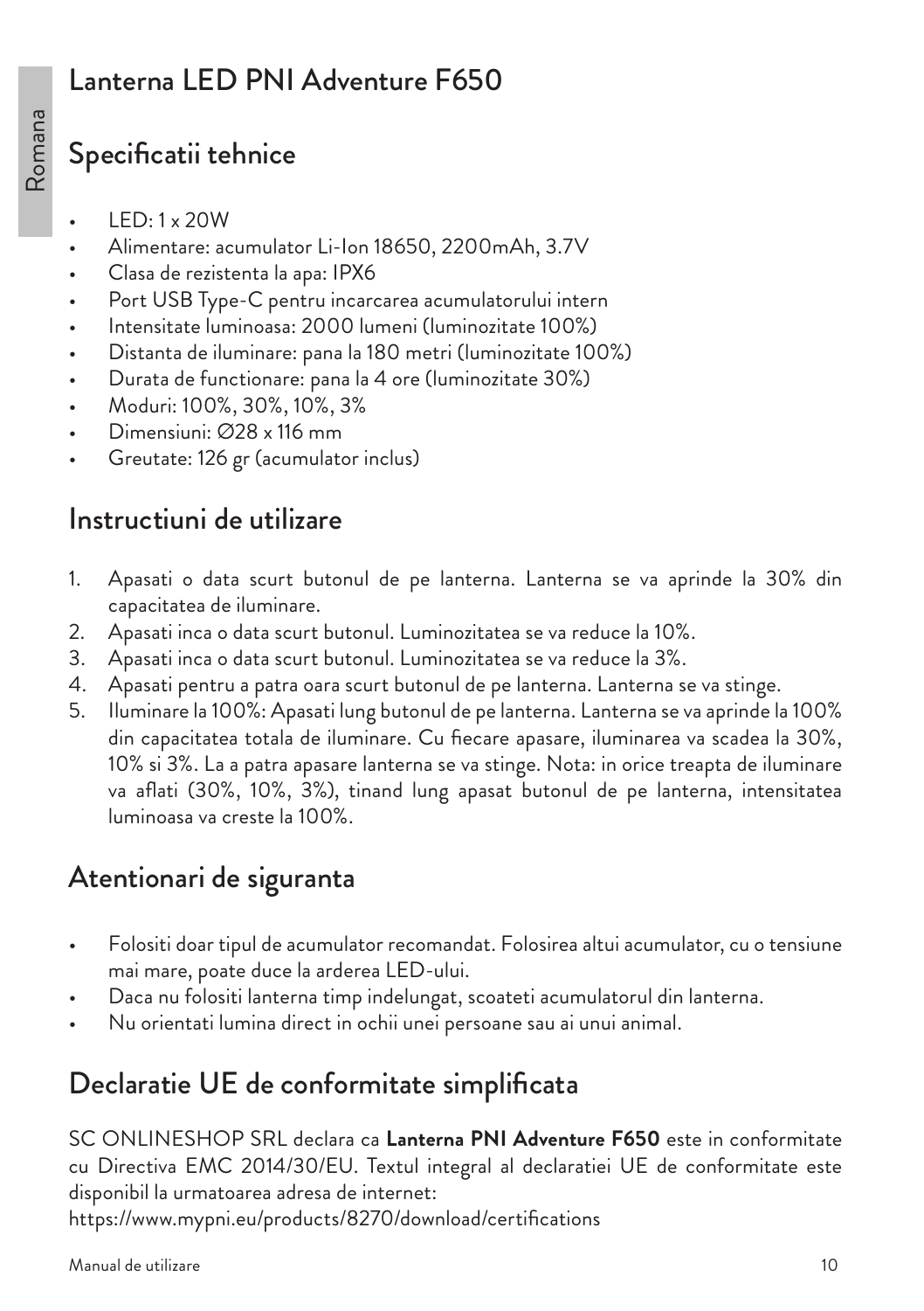# Lanterna LED PNI Adventure F650

## Specificatii tehnice

- LED: 1 x 20W
- Alimentare: acumulator Li-Ion 18650, 2200mAh, 3.7V
- Clasa de rezistenta la apa: IPX6
- Port USB Type-C pentru incarcarea acumulatorului intern
- Intensitate luminoasa: 2000 lumeni (luminozitate 100%)
- Distanta de iluminare: pana la 180 metri (luminozitate 100%)
- Durata de functionare: pana la 4 ore (luminozitate 30%)
- Moduri: 100%, 30%, 10%, 3%
- Dimensiuni: Ø28 x 116 mm
- Greutate: 126 gr (acumulator inclus)

## Instructiuni de utilizare

1. Apasati o data scurt butonul de pe lanterna. Lanterna se va aprinde la 30% din capacitatea de iluminare.
2. Apasati inca o data scurt butonul. Luminozitatea se va reduce la 10%.
3. Apasati inca o data scurt butonul. Luminozitatea se va reduce la 3%.
4. Apasati pentru a patra oara scurt butonul de pe lanterna. Lanterna se va stinge.
5. Iluminare la 100%: Apasati lung butonul de pe lanterna. Lanterna se va aprinde la 100% din capacitatea totala de iluminare. Cu fiecare apasare, iluminarea va scadea la 30%, 10% si 3%. La a patra apasare lanterna se va stinge. Nota: in orice treapta de iluminare va aflati (30%, 10%, 3%), tinand lung apasat butonul de pe lanterna, intensitatea luminoasa va creste la 100%.

## Atentionari de siguranta

- Folositi doar tipul de acumulator recomandat. Folosirea altui acumulator, cu o tensiune mai mare, poate duce la arderea LED-ului.
- Daca nu folositi lanterna timp indelungat, scoateti acumulatorul din lanterna.
- Nu orientati lumina direct in ochii unei persoane sau ai unui animal.

## Declaratie UE de conformitate simplificata

SC ONLINESHOP SRL declara ca **Lanterna PNI Adventure F650** este in conformitate cu Directiva EMC 2014/30/EU. Textul integral al declaratiei UE de conformitate este disponibil la urmatoarea adresa de internet:
https://www.mypni.eu/products/8270/download/certifications